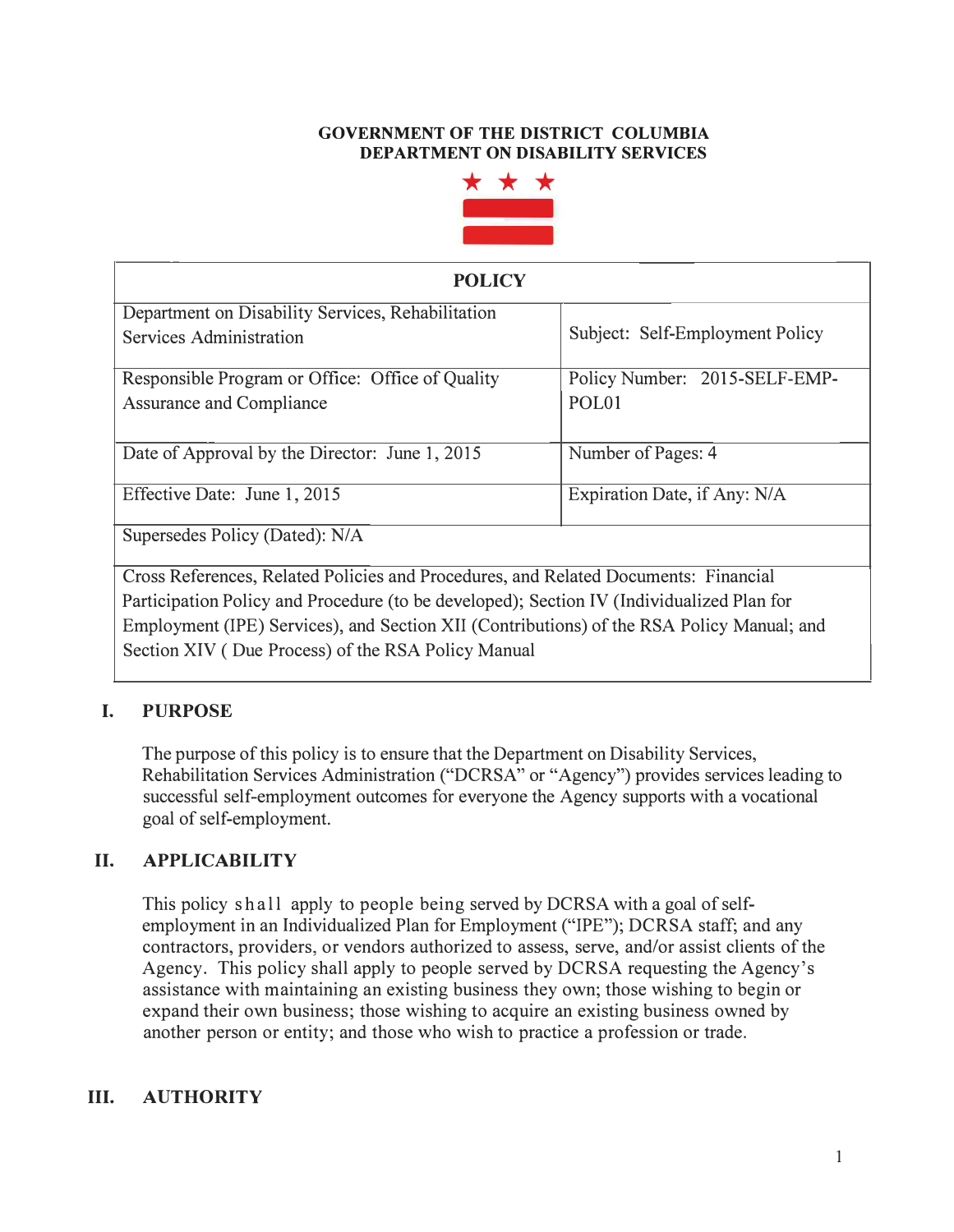**GOVERNMENT OF THE DISTRICT COLUMBIA**
**DEPARTMENT ON DISABILITY SERVICES**

| **POLICY** | |
|---|---|
| Department on Disability Services, Rehabilitation Services Administration | Subject: Self-Employment Policy |
| Responsible Program or Office: Office of Quality Assurance and Compliance | Policy Number: 2015-SELF-EMP-POL01 |
| Date of Approval by the Director: June 1, 2015 | Number of Pages: 4 |
| Effective Date: June 1, 2015 | Expiration Date, if Any: N/A |
| Supersedes Policy (Dated): N/A | |
| Cross References, Related Policies and Procedures, and Related Documents: Financial Participation Policy and Procedure (to be developed); Section IV (Individualized Plan for Employment (IPE) Services), and Section XII (Contributions) of the RSA Policy Manual; and Section XIV ( Due Process) of the RSA Policy Manual | |

## I. PURPOSE

The purpose of this policy is to ensure that the Department on Disability Services, Rehabilitation Services Administration ("DCRSA" or "Agency") provides services leading to successful self-employment outcomes for everyone the Agency supports with a vocational goal of self-employment.

## II. APPLICABILITY

This policy shall apply to people being served by DCRSA with a goal of self-employment in an Individualized Plan for Employment ("IPE"); DCRSA staff; and any contractors, providers, or vendors authorized to assess, serve, and/or assist clients of the Agency. This policy shall apply to people served by DCRSA requesting the Agency's assistance with maintaining an existing business they own; those wishing to begin or expand their own business; those wishing to acquire an existing business owned by another person or entity; and those who wish to practice a profession or trade.

## III. AUTHORITY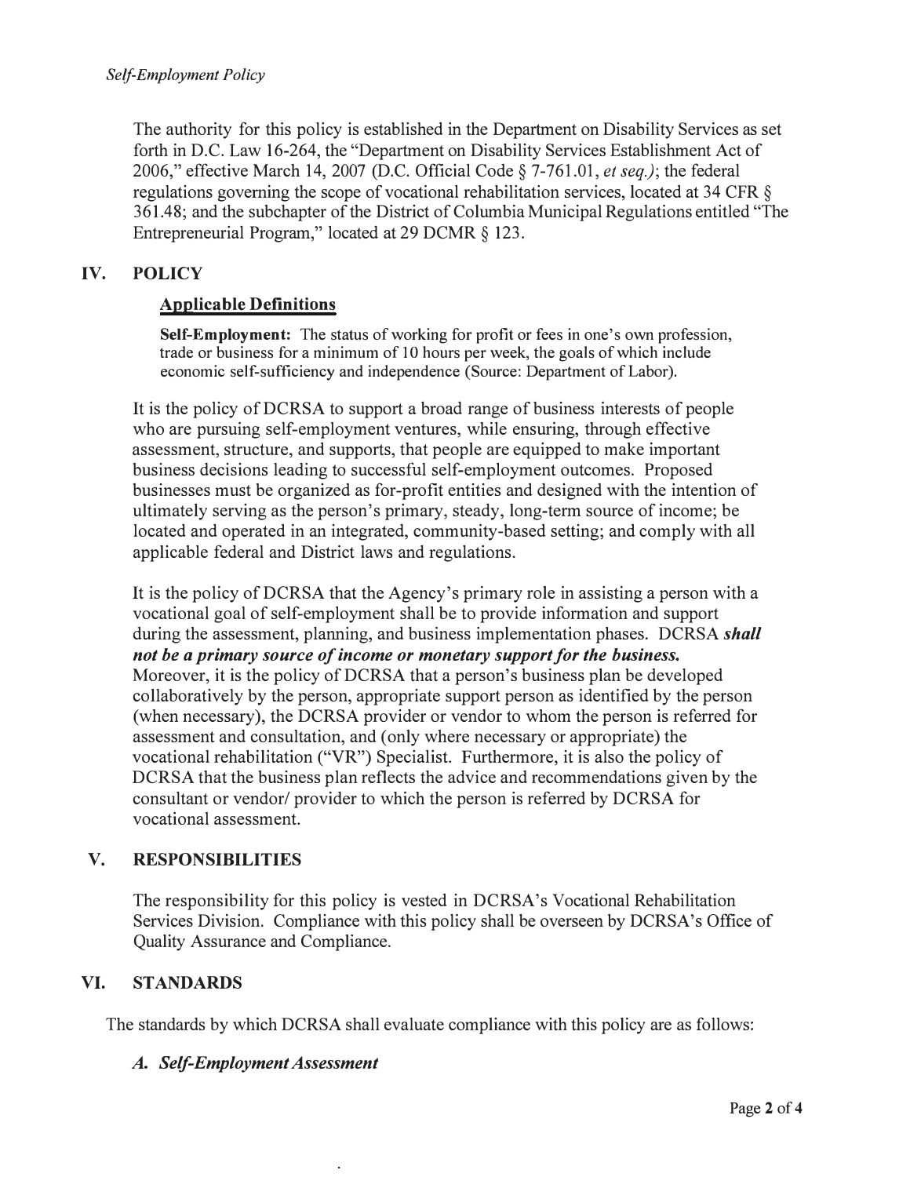The authority for this policy is established in the Department on Disability Services as set forth in D.C. Law 16-264, the "Department on Disability Services Establishment Act of 2006," effective March 14, 2007 (D.C. Official Code § 7-761.01, *et seq.)*; the federal regulations governing the scope of vocational rehabilitation services, located at 34 CFR § 361.48; and the subchapter of the District of Columbia Municipal Regulations entitled "The Entrepreneurial Program," located at 29 DCMR § 123.

## IV. POLICY

### Applicable Definitions

**Self-Employment:** The status of working for profit or fees in one's own profession, trade or business for a minimum of 10 hours per week, the goals of which include economic self-sufficiency and independence (Source: Department of Labor).

It is the policy of DCRSA to support a broad range of business interests of people who are pursuing self-employment ventures, while ensuring, through effective assessment, structure, and supports, that people are equipped to make important business decisions leading to successful self-employment outcomes. Proposed businesses must be organized as for-profit entities and designed with the intention of ultimately serving as the person's primary, steady, long-term source of income; be located and operated in an integrated, community-based setting; and comply with all applicable federal and District laws and regulations.

It is the policy of DCRSA that the Agency's primary role in assisting a person with a vocational goal of self-employment shall be to provide information and support during the assessment, planning, and business implementation phases. DCRSA ***shall not be a primary source of income or monetary support for the business.*** Moreover, it is the policy of DCRSA that a person's business plan be developed collaboratively by the person, appropriate support person as identified by the person (when necessary), the DCRSA provider or vendor to whom the person is referred for assessment and consultation, and (only where necessary or appropriate) the vocational rehabilitation ("VR") Specialist. Furthermore, it is also the policy of DCRSA that the business plan reflects the advice and recommendations given by the consultant or vendor/ provider to which the person is referred by DCRSA for vocational assessment.

## V. RESPONSIBILITIES

The responsibility for this policy is vested in DCRSA's Vocational Rehabilitation Services Division. Compliance with this policy shall be overseen by DCRSA's Office of Quality Assurance and Compliance.

## VI. STANDARDS

The standards by which DCRSA shall evaluate compliance with this policy are as follows:

### *A. Self-Employment Assessment*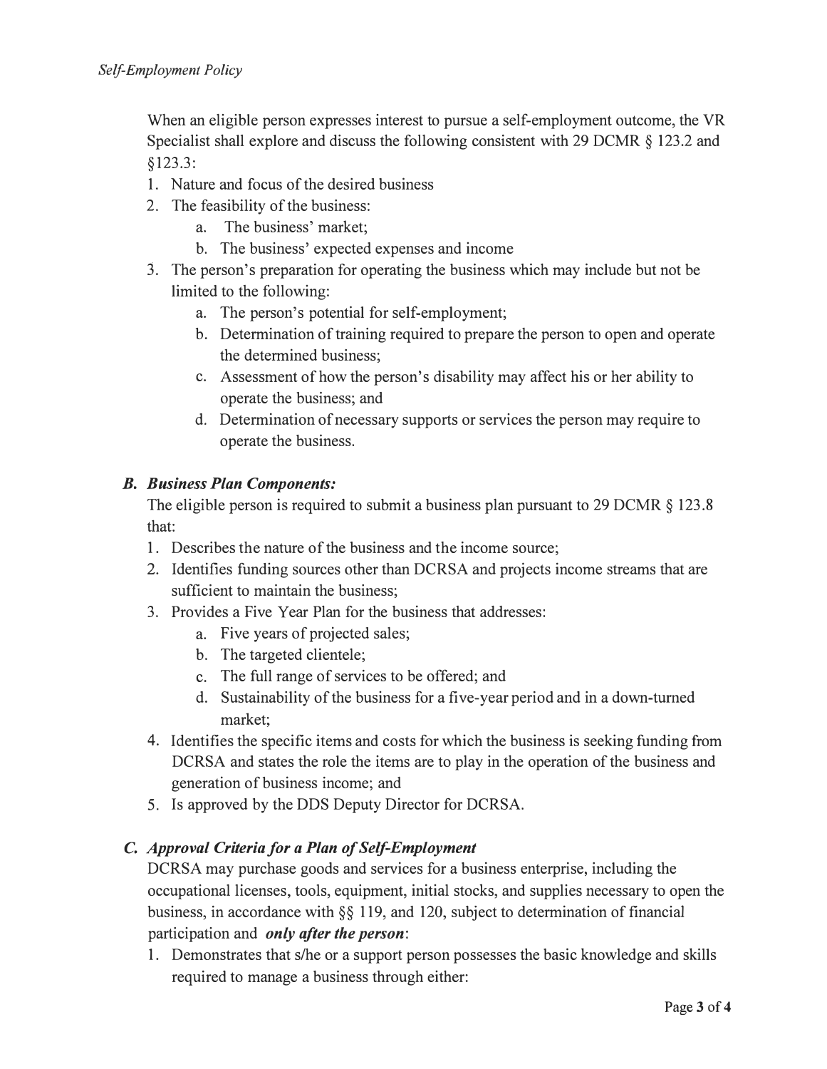When an eligible person expresses interest to pursue a self-employment outcome, the VR Specialist shall explore and discuss the following consistent with 29 DCMR § 123.2 and §123.3:

1. Nature and focus of the desired business
2. The feasibility of the business:
    a. The business' market;
    b. The business' expected expenses and income
3. The person's preparation for operating the business which may include but not be limited to the following:
    a. The person's potential for self-employment;
    b. Determination of training required to prepare the person to open and operate the determined business;
    c. Assessment of how the person's disability may affect his or her ability to operate the business; and
    d. Determination of necessary supports or services the person may require to operate the business.

### *B. Business Plan Components:*

The eligible person is required to submit a business plan pursuant to 29 DCMR § 123.8 that:

1. Describes the nature of the business and the income source;
2. Identifies funding sources other than DCRSA and projects income streams that are sufficient to maintain the business;
3. Provides a Five Year Plan for the business that addresses:
    a. Five years of projected sales;
    b. The targeted clientele;
    c. The full range of services to be offered; and
    d. Sustainability of the business for a five-year period and in a down-turned market;
4. Identifies the specific items and costs for which the business is seeking funding from DCRSA and states the role the items are to play in the operation of the business and generation of business income; and
5. Is approved by the DDS Deputy Director for DCRSA.

### *C. Approval Criteria for a Plan of Self-Employment*

DCRSA may purchase goods and services for a business enterprise, including the occupational licenses, tools, equipment, initial stocks, and supplies necessary to open the business, in accordance with §§ 119, and 120, subject to determination of financial participation and ***only after the person***:

1. Demonstrates that s/he or a support person possesses the basic knowledge and skills required to manage a business through either: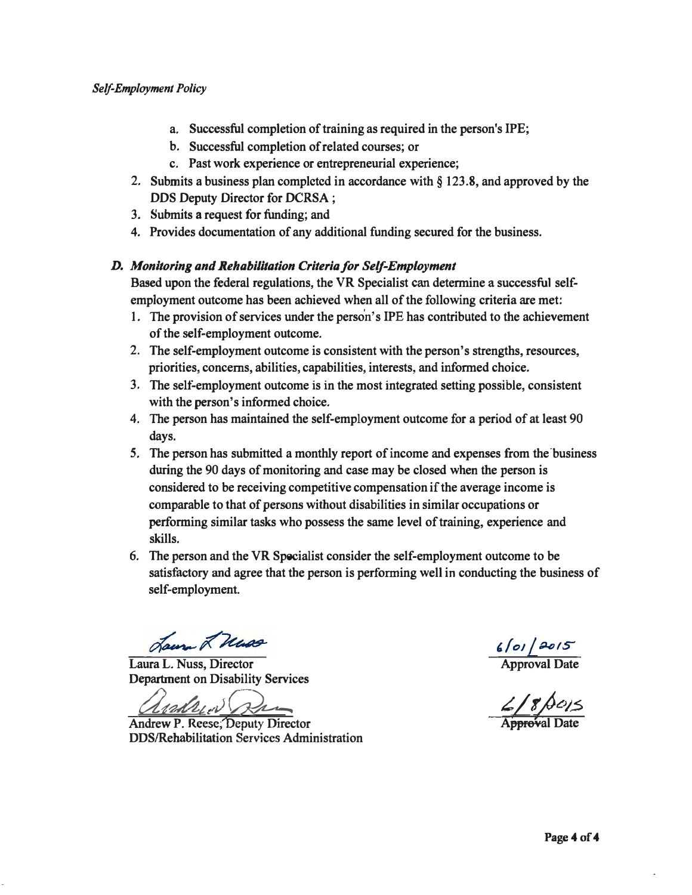a. Successful completion of training as required in the person's IPE;
   b. Successful completion of related courses; or
   c. Past work experience or entrepreneurial experience;
2. Submits a business plan completed in accordance with § 123.8, and approved by the DDS Deputy Director for DCRSA ;
3. Submits a request for funding; and
4. Provides documentation of any additional funding secured for the business.

### *D. Monitoring and Rehabilitation Criteria for Self-Employment*

Based upon the federal regulations, the VR Specialist can determine a successful self-employment outcome has been achieved when all of the following criteria are met:

1. The provision of services under the person's IPE has contributed to the achievement of the self-employment outcome.
2. The self-employment outcome is consistent with the person's strengths, resources, priorities, concerns, abilities, capabilities, interests, and informed choice.
3. The self-employment outcome is in the most integrated setting possible, consistent with the person's informed choice.
4. The person has maintained the self-employment outcome for a period of at least 90 days.
5. The person has submitted a monthly report of income and expenses from the business during the 90 days of monitoring and case may be closed when the person is considered to be receiving competitive compensation if the average income is comparable to that of persons without disabilities in similar occupations or performing similar tasks who possess the same level of training, experience and skills.
6. The person and the VR Specialist consider the self-employment outcome to be satisfactory and agree that the person is performing well in conducting the business of self-employment.

Laura L. Nuss, Director
Department on Disability Services

6/01/2015
Approval Date

Andrew P. Reese, Deputy Director
DDS/Rehabilitation Services Administration

6/8/2015
Approval Date